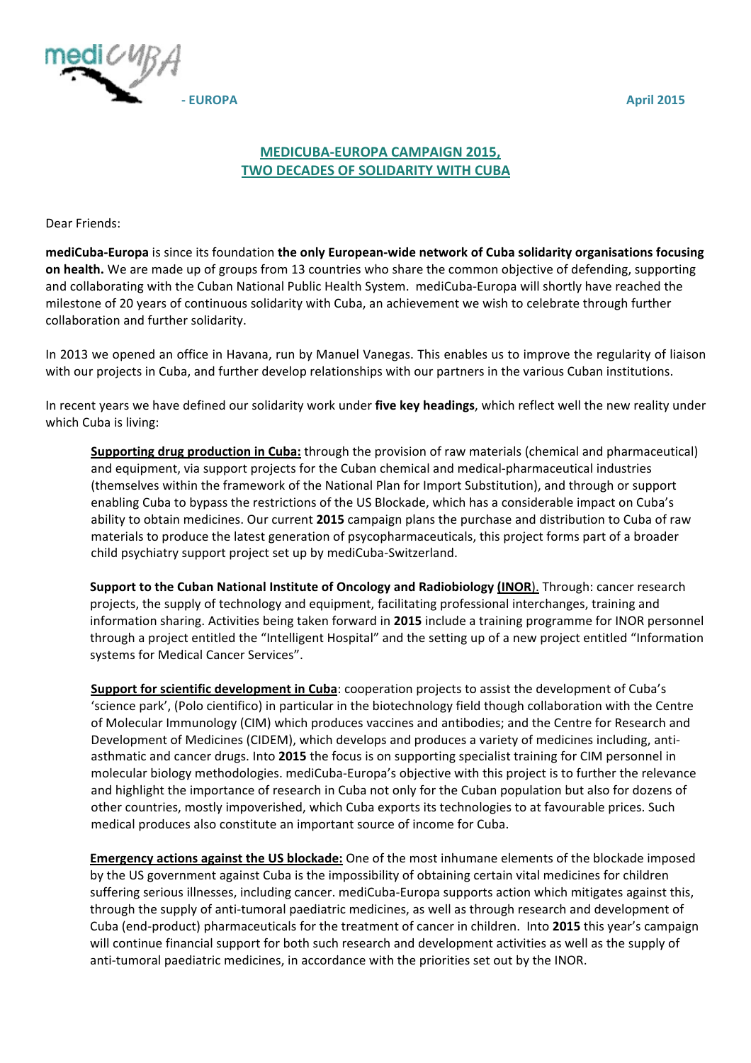- EUROPA April 2015

## MEDICUBA-EUROPA CAMPAIGN 2015, TWO DECADES OF SOLIDARITY WITH CUBA

Dear Friends:

**mediCuba-Europa** is since its foundation **the only European-wide network of Cuba solidarity organisations focusing on health.** We are made up of groups from 13 countries who share the common objective of defending, supporting and collaborating with the Cuban National Public Health System. mediCuba-Europa will shortly have reached the milestone of 20 years of continuous solidarity with Cuba, an achievement we wish to celebrate through further collaboration and further solidarity.

In 2013 we opened an office in Havana, run by Manuel Vanegas. This enables us to improve the regularity of liaison with our projects in Cuba, and further develop relationships with our partners in the various Cuban institutions.

In recent years we have defined our solidarity work under **five key headings**, which reflect well the new reality under which Cuba is living:

**Supporting drug production in Cuba:** through the provision of raw materials (chemical and pharmaceutical) and equipment, via support projects for the Cuban chemical and medical-pharmaceutical industries (themselves within the framework of the National Plan for Import Substitution), and through or support enabling Cuba to bypass the restrictions of the US Blockade, which has a considerable impact on Cuba's ability to obtain medicines. Our current **2015** campaign plans the purchase and distribution to Cuba of raw materials to produce the latest generation of psycopharmaceuticals, this project forms part of a broader child psychiatry support project set up by mediCuba-Switzerland.

**Support to the Cuban National Institute of Oncology and Radiobiology (INOR).** Through: cancer research projects, the supply of technology and equipment, facilitating professional interchanges, training and information sharing. Activities being taken forward in **2015** include a training programme for INOR personnel through a project entitled the "Intelligent Hospital" and the setting up of a new project entitled "Information systems for Medical Cancer Services".

**Support for scientific development in Cuba**: cooperation projects to assist the development of Cuba's 'science park', (Polo cientifico) in particular in the biotechnology field though collaboration with the Centre of Molecular Immunology (CIM) which produces vaccines and antibodies; and the Centre for Research and Development of Medicines (CIDEM), which develops and produces a variety of medicines including, anti-asthmatic and cancer drugs. Into **2015** the focus is on supporting specialist training for CIM personnel in molecular biology methodologies. mediCuba-Europa's objective with this project is to further the relevance and highlight the importance of research in Cuba not only for the Cuban population but also for dozens of other countries, mostly impoverished, which Cuba exports its technologies to at favourable prices. Such medical produces also constitute an important source of income for Cuba.

**Emergency actions against the US blockade:** One of the most inhumane elements of the blockade imposed by the US government against Cuba is the impossibility of obtaining certain vital medicines for children suffering serious illnesses, including cancer. mediCuba-Europa supports action which mitigates against this, through the supply of anti-tumoral paediatric medicines, as well as through research and development of Cuba (end-product) pharmaceuticals for the treatment of cancer in children. Into **2015** this year's campaign will continue financial support for both such research and development activities as well as the supply of anti-tumoral paediatric medicines, in accordance with the priorities set out by the INOR.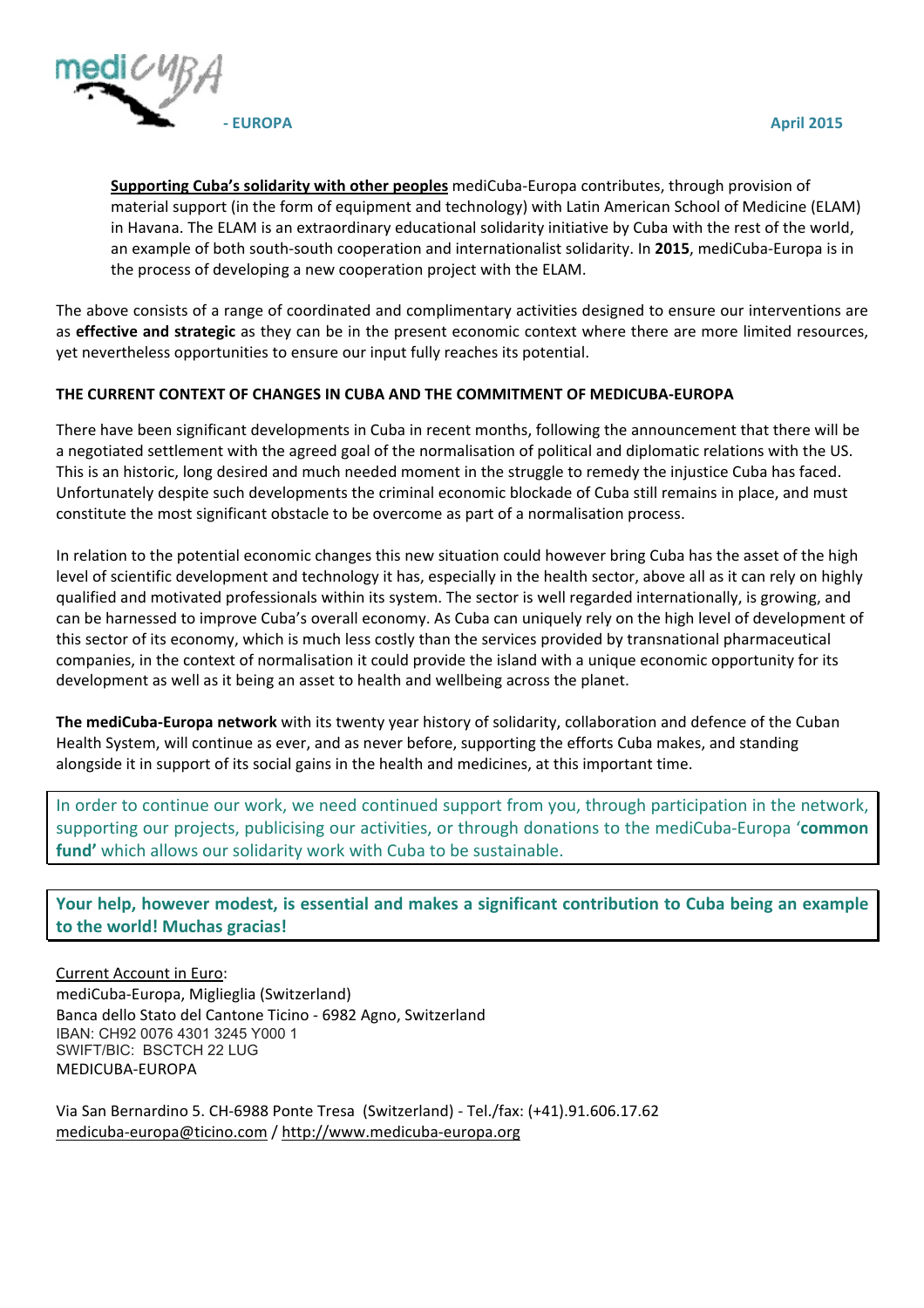mediCUBA - EUROPA April 2015

**Supporting Cuba's solidarity with other peoples** mediCuba-Europa contributes, through provision of material support (in the form of equipment and technology) with Latin American School of Medicine (ELAM) in Havana. The ELAM is an extraordinary educational solidarity initiative by Cuba with the rest of the world, an example of both south-south cooperation and internationalist solidarity. In **2015**, mediCuba-Europa is in the process of developing a new cooperation project with the ELAM.

The above consists of a range of coordinated and complimentary activities designed to ensure our interventions are as **effective and strategic** as they can be in the present economic context where there are more limited resources, yet nevertheless opportunities to ensure our input fully reaches its potential.

## THE CURRENT CONTEXT OF CHANGES IN CUBA AND THE COMMITMENT OF MEDICUBA-EUROPA

There have been significant developments in Cuba in recent months, following the announcement that there will be a negotiated settlement with the agreed goal of the normalisation of political and diplomatic relations with the US. This is an historic, long desired and much needed moment in the struggle to remedy the injustice Cuba has faced. Unfortunately despite such developments the criminal economic blockade of Cuba still remains in place, and must constitute the most significant obstacle to be overcome as part of a normalisation process.

In relation to the potential economic changes this new situation could however bring Cuba has the asset of the high level of scientific development and technology it has, especially in the health sector, above all as it can rely on highly qualified and motivated professionals within its system. The sector is well regarded internationally, is growing, and can be harnessed to improve Cuba's overall economy. As Cuba can uniquely rely on the high level of development of this sector of its economy, which is much less costly than the services provided by transnational pharmaceutical companies, in the context of normalisation it could provide the island with a unique economic opportunity for its development as well as it being an asset to health and wellbeing across the planet.

**The mediCuba-Europa network** with its twenty year history of solidarity, collaboration and defence of the Cuban Health System, will continue as ever, and as never before, supporting the efforts Cuba makes, and standing alongside it in support of its social gains in the health and medicines, at this important time.

In order to continue our work, we need continued support from you, through participation in the network, supporting our projects, publicising our activities, or through donations to the mediCuba-Europa '**common fund'** which allows our solidarity work with Cuba to be sustainable.

**Your help, however modest, is essential and makes a significant contribution to Cuba being an example to the world! Muchas gracias!**

Current Account in Euro:
mediCuba-Europa, Miglieglia (Switzerland)
Banca dello Stato del Cantone Ticino - 6982 Agno, Switzerland
IBAN: CH92 0076 4301 3245 Y000 1
SWIFT/BIC: BSCTCH 22 LUG
MEDICUBA-EUROPA

Via San Bernardino 5. CH-6988 Ponte Tresa (Switzerland) - Tel./fax: (+41).91.606.17.62
medicuba-europa@ticino.com / http://www.medicuba-europa.org